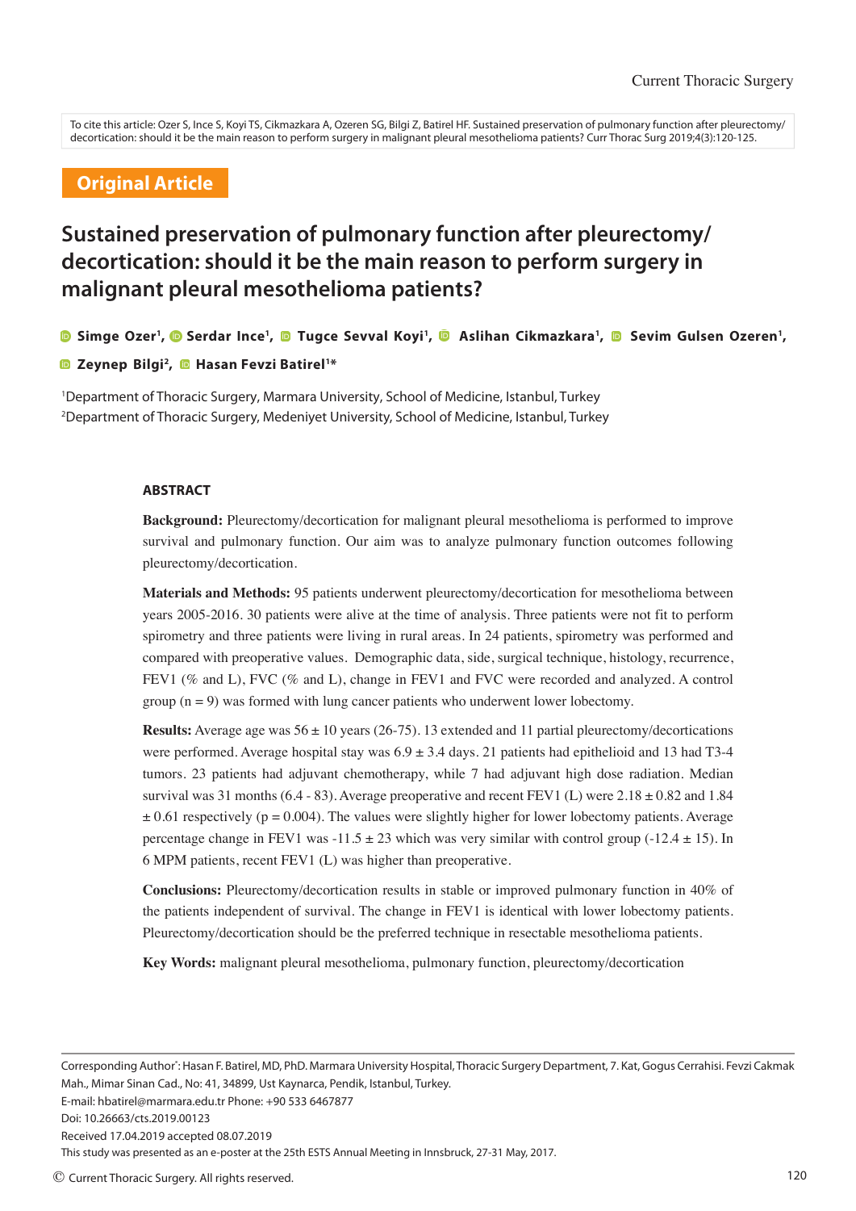To cite this article: Ozer S, Ince S, Koyi TS, Cikmazkara A, Ozeren SG, Bilgi Z, Batirel HF. Sustained preservation of pulmonary function after pleurectomy/decortication: should it be the main reason to perform surgery in malignant pleural mesothelioma patients? Curr Thorac Surg 2019;4(3):120-125.

**Original Article**

# Sustained preservation of pulmonary function after pleurectomy/decortication: should it be the main reason to perform surgery in malignant pleural mesothelioma patients?

**Simge Ozer[1], Serdar Ince[1], Tugce Sevval Koyi[1], Aslihan Cikmazkara[1], Sevim Gulsen Ozeren[1], Zeynep Bilgi[2], Hasan Fevzi Batirel[1]***

[1]Department of Thoracic Surgery, Marmara University, School of Medicine, Istanbul, Turkey
[2]Department of Thoracic Surgery, Medeniyet University, School of Medicine, Istanbul, Turkey

## ABSTRACT

**Background:** Pleurectomy/decortication for malignant pleural mesothelioma is performed to improve survival and pulmonary function. Our aim was to analyze pulmonary function outcomes following pleurectomy/decortication.

**Materials and Methods:** 95 patients underwent pleurectomy/decortication for mesothelioma between years 2005-2016. 30 patients were alive at the time of analysis. Three patients were not fit to perform spirometry and three patients were living in rural areas. In 24 patients, spirometry was performed and compared with preoperative values. Demographic data, side, surgical technique, histology, recurrence, FEV1 (% and L), FVC (% and L), change in FEV1 and FVC were recorded and analyzed. A control group (n = 9) was formed with lung cancer patients who underwent lower lobectomy.

**Results:** Average age was 56 ± 10 years (26-75). 13 extended and 11 partial pleurectomy/decortications were performed. Average hospital stay was 6.9 ± 3.4 days. 21 patients had epithelioid and 13 had T3-4 tumors. 23 patients had adjuvant chemotherapy, while 7 had adjuvant high dose radiation. Median survival was 31 months (6.4 - 83). Average preoperative and recent FEV1 (L) were 2.18 ± 0.82 and 1.84 ± 0.61 respectively (p = 0.004). The values were slightly higher for lower lobectomy patients. Average percentage change in FEV1 was -11.5 ± 23 which was very similar with control group (-12.4 ± 15). In 6 MPM patients, recent FEV1 (L) was higher than preoperative.

**Conclusions:** Pleurectomy/decortication results in stable or improved pulmonary function in 40% of the patients independent of survival. The change in FEV1 is identical with lower lobectomy patients. Pleurectomy/decortication should be the preferred technique in resectable mesothelioma patients.

**Key Words:** malignant pleural mesothelioma, pulmonary function, pleurectomy/decortication

---

Corresponding Author*: Hasan F. Batirel, MD, PhD. Marmara University Hospital, Thoracic Surgery Department, 7. Kat, Gogus Cerrahisi. Fevzi Cakmak Mah., Mimar Sinan Cad., No: 41, 34899, Ust Kaynarca, Pendik, Istanbul, Turkey.
E-mail: hbatirel@marmara.edu.tr Phone: +90 533 6467877
Doi: 10.26663/cts.2019.00123
Received 17.04.2019 accepted 08.07.2019
This study was presented as an e-poster at the 25th ESTS Annual Meeting in Innsbruck, 27-31 May, 2017.

© Current Thoracic Surgery. All rights reserved.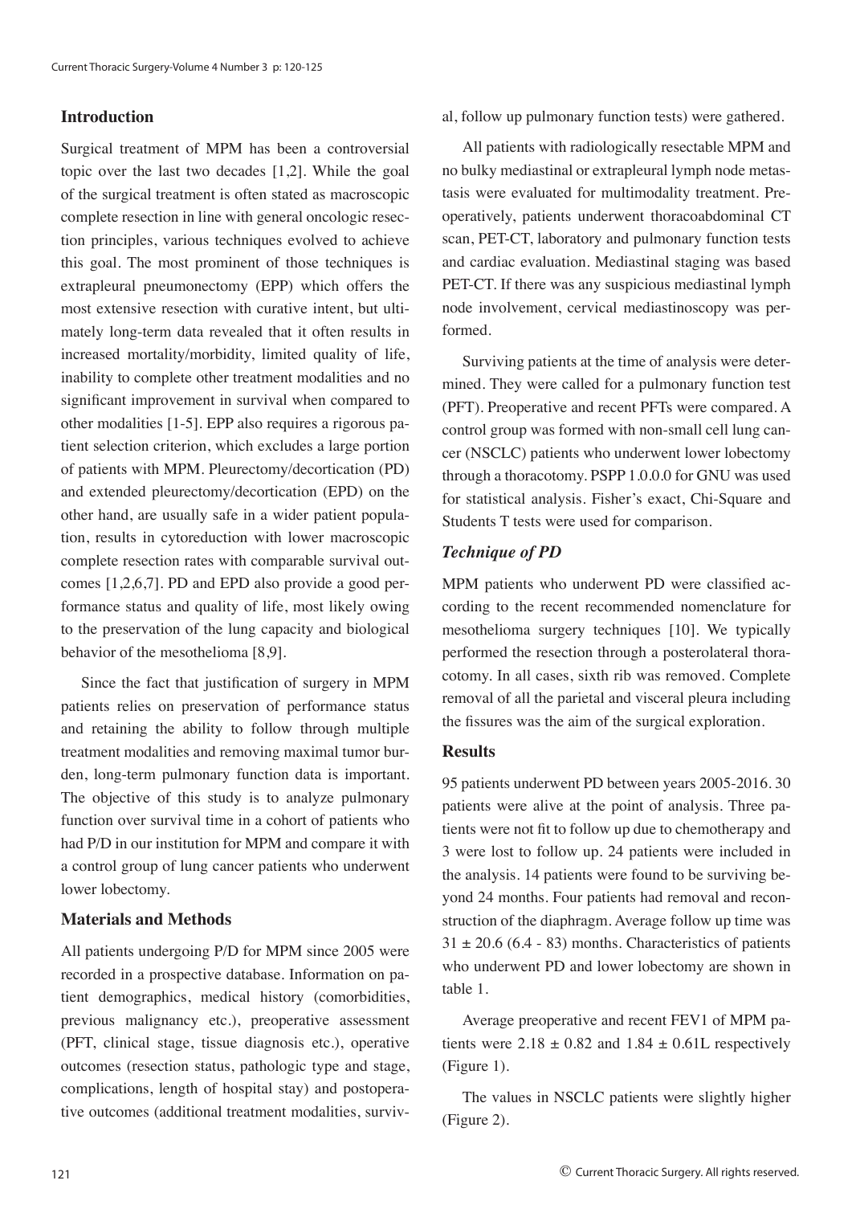## Introduction

Surgical treatment of MPM has been a controversial topic over the last two decades [1,2]. While the goal of the surgical treatment is often stated as macroscopic complete resection in line with general oncologic resection principles, various techniques evolved to achieve this goal. The most prominent of those techniques is extrapleural pneumonectomy (EPP) which offers the most extensive resection with curative intent, but ultimately long-term data revealed that it often results in increased mortality/morbidity, limited quality of life, inability to complete other treatment modalities and no significant improvement in survival when compared to other modalities [1-5]. EPP also requires a rigorous patient selection criterion, which excludes a large portion of patients with MPM. Pleurectomy/decortication (PD) and extended pleurectomy/decortication (EPD) on the other hand, are usually safe in a wider patient population, results in cytoreduction with lower macroscopic complete resection rates with comparable survival outcomes [1,2,6,7]. PD and EPD also provide a good performance status and quality of life, most likely owing to the preservation of the lung capacity and biological behavior of the mesothelioma [8,9].

Since the fact that justification of surgery in MPM patients relies on preservation of performance status and retaining the ability to follow through multiple treatment modalities and removing maximal tumor burden, long-term pulmonary function data is important. The objective of this study is to analyze pulmonary function over survival time in a cohort of patients who had P/D in our institution for MPM and compare it with a control group of lung cancer patients who underwent lower lobectomy.

## Materials and Methods

All patients undergoing P/D for MPM since 2005 were recorded in a prospective database. Information on patient demographics, medical history (comorbidities, previous malignancy etc.), preoperative assessment (PFT, clinical stage, tissue diagnosis etc.), operative outcomes (resection status, pathologic type and stage, complications, length of hospital stay) and postoperative outcomes (additional treatment modalities, survival, follow up pulmonary function tests) were gathered.

All patients with radiologically resectable MPM and no bulky mediastinal or extrapleural lymph node metastasis were evaluated for multimodality treatment. Preoperatively, patients underwent thoracoabdominal CT scan, PET-CT, laboratory and pulmonary function tests and cardiac evaluation. Mediastinal staging was based PET-CT. If there was any suspicious mediastinal lymph node involvement, cervical mediastinoscopy was performed.

Surviving patients at the time of analysis were determined. They were called for a pulmonary function test (PFT). Preoperative and recent PFTs were compared. A control group was formed with non-small cell lung cancer (NSCLC) patients who underwent lower lobectomy through a thoracotomy. PSPP 1.0.0.0 for GNU was used for statistical analysis. Fisher's exact, Chi-Square and Students T tests were used for comparison.

### *Technique of PD*

MPM patients who underwent PD were classified according to the recent recommended nomenclature for mesothelioma surgery techniques [10]. We typically performed the resection through a posterolateral thoracotomy. In all cases, sixth rib was removed. Complete removal of all the parietal and visceral pleura including the fissures was the aim of the surgical exploration.

## Results

95 patients underwent PD between years 2005-2016. 30 patients were alive at the point of analysis. Three patients were not fit to follow up due to chemotherapy and 3 were lost to follow up. 24 patients were included in the analysis. 14 patients were found to be surviving beyond 24 months. Four patients had removal and reconstruction of the diaphragm. Average follow up time was $31 \pm 20.6$ (6.4 - 83) months. Characteristics of patients who underwent PD and lower lobectomy are shown in table 1.

Average preoperative and recent FEV1 of MPM patients were $2.18 \pm 0.82$ and $1.84 \pm 0.61$L respectively (Figure 1).

The values in NSCLC patients were slightly higher (Figure 2).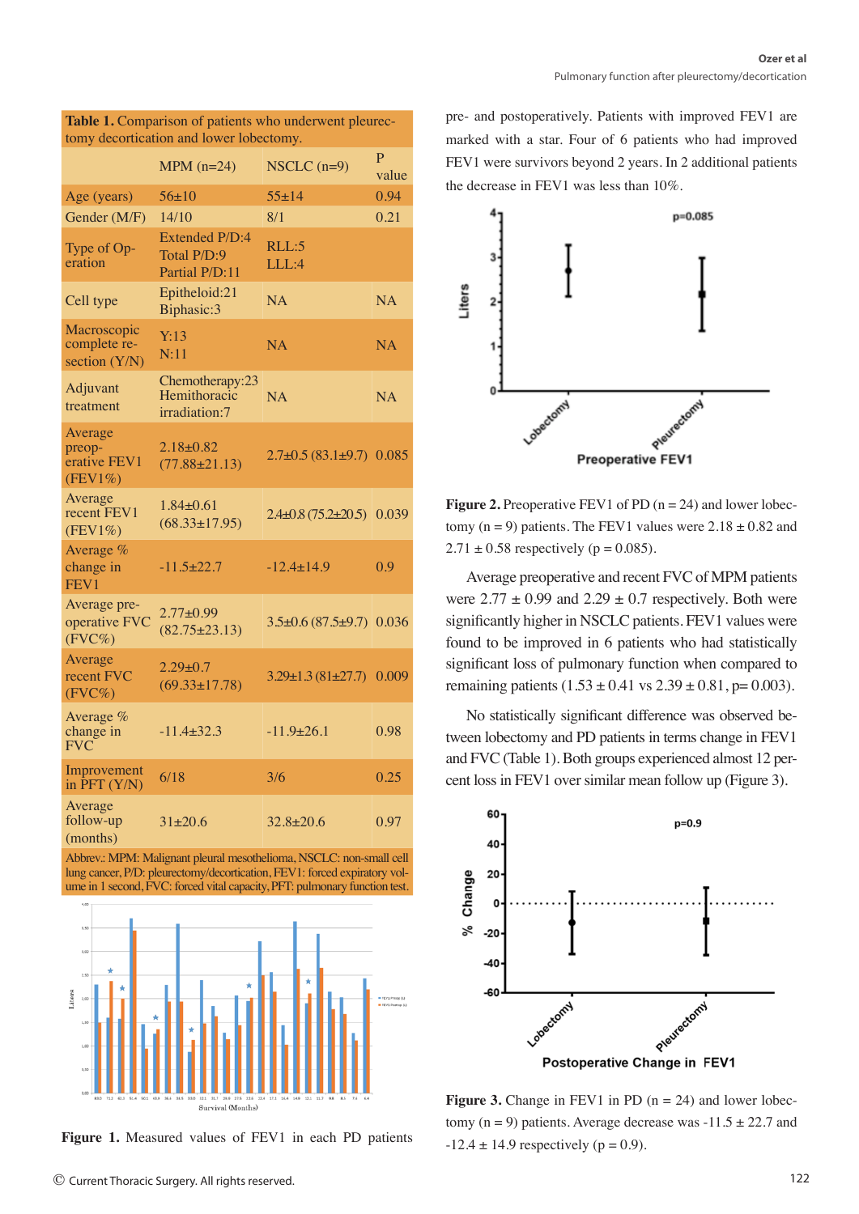**Table 1.** Comparison of patients who underwent pleurectomy decortication and lower lobectomy.

| | MPM (n=24) | NSCLC (n=9) | P value |
|---|---|---|---|
| Age (years) | 56±10 | 55±14 | 0.94 |
| Gender (M/F) | 14/10 | 8/1 | 0.21 |
| Type of Operation | Extended P/D:4 Total P/D:9 Partial P/D:11 | RLL:5 LLL:4 | |
| Cell type | Epitheloid:21 Biphasic:3 | NA | NA |
| Macroscopic complete resection (Y/N) | Y:13 N:11 | NA | NA |
| Adjuvant treatment | Chemotherapy:23 Hemithoracic irradiation:7 | NA | NA |
| Average preoperative FEV1 (FEV1%) | 2.18±0.82 (77.88±21.13) | 2.7±0.5 (83.1±9.7) | 0.085 |
| Average recent FEV1 (FEV1%) | 1.84±0.61 (68.33±17.95) | 2.4±0.8 (75.2±20.5) | 0.039 |
| Average % change in FEV1 | -11.5±22.7 | -12.4±14.9 | 0.9 |
| Average preoperative FVC (FVC%) | 2.77±0.99 (82.75±23.13) | 3.5±0.6 (87.5±9.7) | 0.036 |
| Average recent FVC (FVC%) | 2.29±0.7 (69.33±17.78) | 3.29±1.3 (81±27.7) | 0.009 |
| Average % change in FVC | -11.4±32.3 | -11.9±26.1 | 0.98 |
| Improvement in PFT (Y/N) | 6/18 | 3/6 | 0.25 |
| Average follow-up (months) | 31±20.6 | 32.8±20.6 | 0.97 |

Abbrev.: MPM: Malignant pleural mesothelioma, NSCLC: non-small cell lung cancer, P/D: pleurectomy/decortication, FEV1: forced expiratory volume in 1 second, FVC: forced vital capacity, PFT: pulmonary function test.

**Figure 1.** Measured values of FEV1 in each PD patients pre- and postoperatively. Patients with improved FEV1 are marked with a star. Four of 6 patients who had improved FEV1 were survivors beyond 2 years. In 2 additional patients the decrease in FEV1 was less than 10%.

**Figure 2.** Preoperative FEV1 of PD (n = 24) and lower lobectomy (n = 9) patients. The FEV1 values were 2.18 ± 0.82 and 2.71 ± 0.58 respectively (p = 0.085).

Average preoperative and recent FVC of MPM patients were 2.77 ± 0.99 and 2.29 ± 0.7 respectively. Both were significantly higher in NSCLC patients. FEV1 values were found to be improved in 6 patients who had statistically significant loss of pulmonary function when compared to remaining patients (1.53 ± 0.41 vs 2.39 ± 0.81, p= 0.003).

No statistically significant difference was observed between lobectomy and PD patients in terms change in FEV1 and FVC (Table 1). Both groups experienced almost 12 percent loss in FEV1 over similar mean follow up (Figure 3).

**Figure 3.** Change in FEV1 in PD (n = 24) and lower lobectomy (n = 9) patients. Average decrease was -11.5 ± 22.7 and -12.4 ± 14.9 respectively (p = 0.9).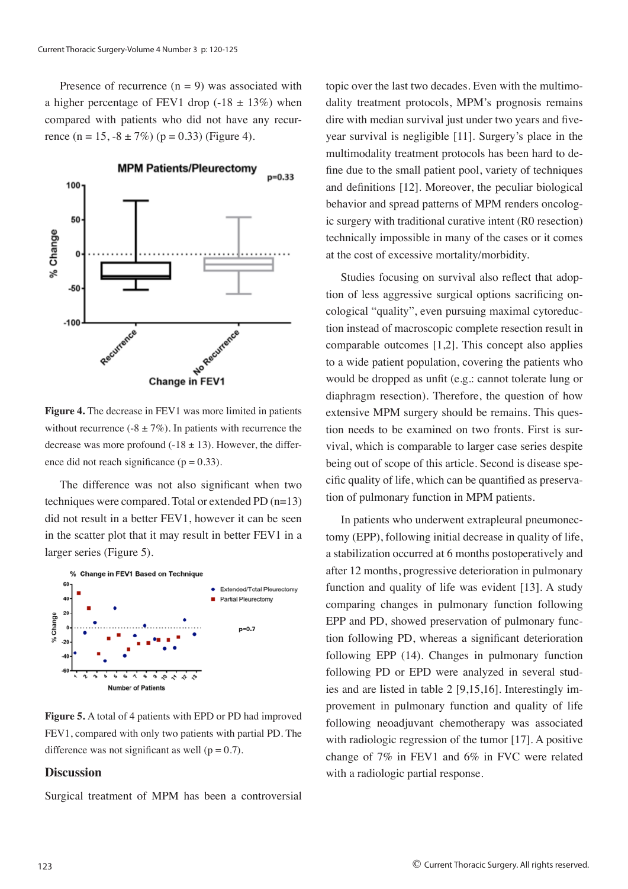Presence of recurrence (n = 9) was associated with a higher percentage of FEV1 drop (-18 ± 13%) when compared with patients who did not have any recurrence (n = 15, -8 ± 7%) (p = 0.33) (Figure 4).

**Figure 4.** The decrease in FEV1 was more limited in patients without recurrence (-8 ± 7%). In patients with recurrence the decrease was more profound (-18 ± 13). However, the difference did not reach significance (p = 0.33).

The difference was not also significant when two techniques were compared. Total or extended PD (n=13) did not result in a better FEV1, however it can be seen in the scatter plot that it may result in better FEV1 in a larger series (Figure 5).

**Figure 5.** A total of 4 patients with EPD or PD had improved FEV1, compared with only two patients with partial PD. The difference was not significant as well (p = 0.7).

## Discussion

Surgical treatment of MPM has been a controversial topic over the last two decades. Even with the multimodality treatment protocols, MPM's prognosis remains dire with median survival just under two years and five-year survival is negligible [11]. Surgery's place in the multimodality treatment protocols has been hard to define due to the small patient pool, variety of techniques and definitions [12]. Moreover, the peculiar biological behavior and spread patterns of MPM renders oncologic surgery with traditional curative intent (R0 resection) technically impossible in many of the cases or it comes at the cost of excessive mortality/morbidity.

Studies focusing on survival also reflect that adoption of less aggressive surgical options sacrificing oncological "quality", even pursuing maximal cytoreduction instead of macroscopic complete resection result in comparable outcomes [1,2]. This concept also applies to a wide patient population, covering the patients who would be dropped as unfit (e.g.: cannot tolerate lung or diaphragm resection). Therefore, the question of how extensive MPM surgery should be remains. This question needs to be examined on two fronts. First is survival, which is comparable to larger case series despite being out of scope of this article. Second is disease specific quality of life, which can be quantified as preservation of pulmonary function in MPM patients.

In patients who underwent extrapleural pneumonectomy (EPP), following initial decrease in quality of life, a stabilization occurred at 6 months postoperatively and after 12 months, progressive deterioration in pulmonary function and quality of life was evident [13]. A study comparing changes in pulmonary function following EPP and PD, showed preservation of pulmonary function following PD, whereas a significant deterioration following EPP (14). Changes in pulmonary function following PD or EPD were analyzed in several studies and are listed in table 2 [9,15,16]. Interestingly improvement in pulmonary function and quality of life following neoadjuvant chemotherapy was associated with radiologic regression of the tumor [17]. A positive change of 7% in FEV1 and 6% in FVC were related with a radiologic partial response.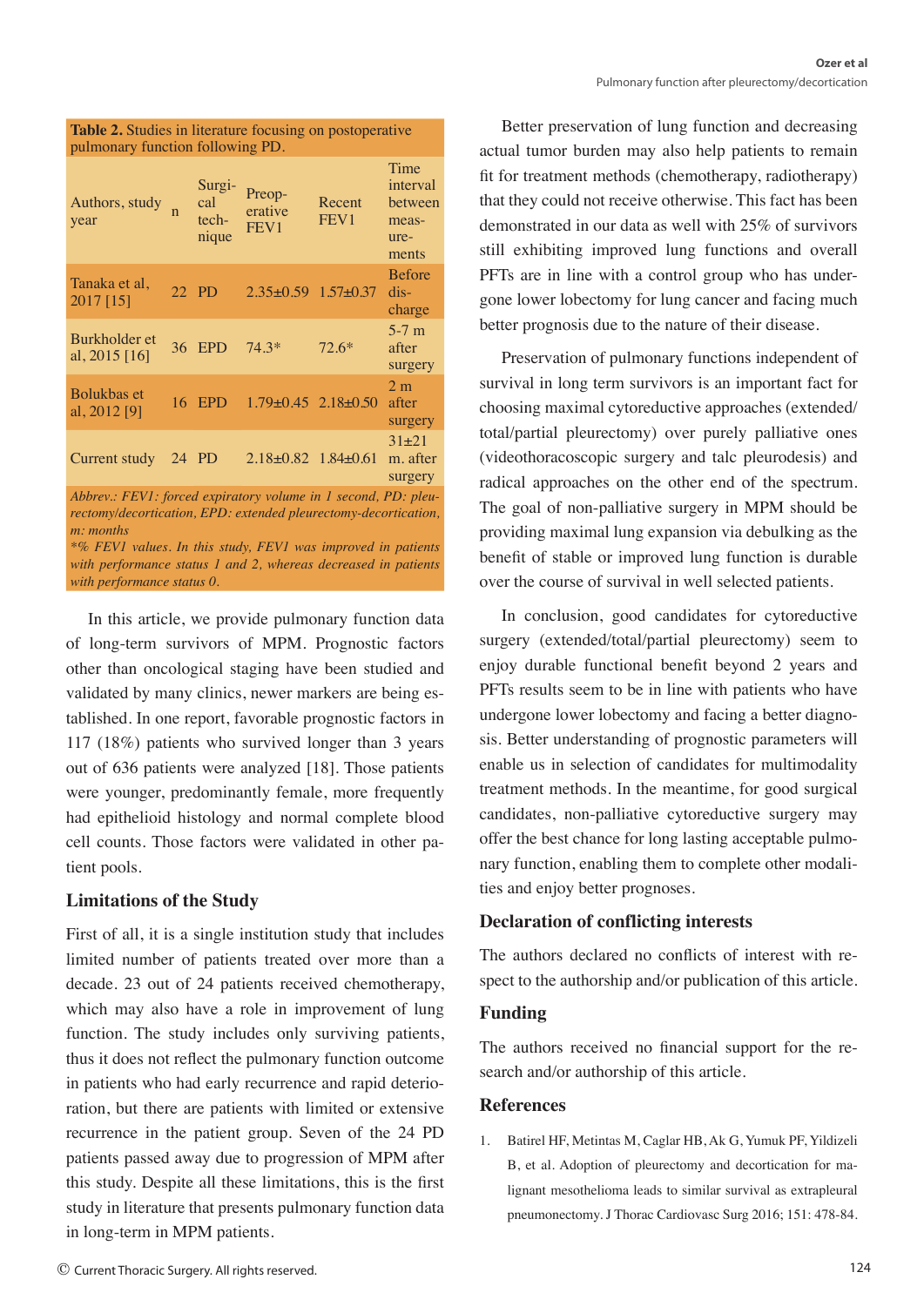**Table 2.** Studies in literature focusing on postoperative pulmonary function following PD.

| Authors, study year | n | Surgical technique | Preoperative FEV1 | Recent FEV1 | Time interval between measurements |
|---|---|---|---|---|---|
| Tanaka et al, 2017 [15] | 22 | PD | 2.35±0.59 | 1.57±0.37 | Before discharge |
| Burkholder et al, 2015 [16] | 36 | EPD | 74.3* | 72.6* | 5-7 m after surgery |
| Bolukbas et al, 2012 [9] | 16 | EPD | 1.79±0.45 | 2.18±0.50 | 2 m after surgery |
| Current study | 24 | PD | 2.18±0.82 | 1.84±0.61 | 31±21 m. after surgery |

*Abbrev.: FEV1: forced expiratory volume in 1 second, PD: pleurectomy/decortication, EPD: extended pleurectomy-decortication, m: months*

**% FEV1 values. In this study, FEV1 was improved in patients with performance status 1 and 2, whereas decreased in patients with performance status 0.*

In this article, we provide pulmonary function data of long-term survivors of MPM. Prognostic factors other than oncological staging have been studied and validated by many clinics, newer markers are being established. In one report, favorable prognostic factors in 117 (18%) patients who survived longer than 3 years out of 636 patients were analyzed [18]. Those patients were younger, predominantly female, more frequently had epithelioid histology and normal complete blood cell counts. Those factors were validated in other patient pools.

## Limitations of the Study

First of all, it is a single institution study that includes limited number of patients treated over more than a decade. 23 out of 24 patients received chemotherapy, which may also have a role in improvement of lung function. The study includes only surviving patients, thus it does not reflect the pulmonary function outcome in patients who had early recurrence and rapid deterioration, but there are patients with limited or extensive recurrence in the patient group. Seven of the 24 PD patients passed away due to progression of MPM after this study. Despite all these limitations, this is the first study in literature that presents pulmonary function data in long-term in MPM patients.

Better preservation of lung function and decreasing actual tumor burden may also help patients to remain fit for treatment methods (chemotherapy, radiotherapy) that they could not receive otherwise. This fact has been demonstrated in our data as well with 25% of survivors still exhibiting improved lung functions and overall PFTs are in line with a control group who has undergone lower lobectomy for lung cancer and facing much better prognosis due to the nature of their disease.

Preservation of pulmonary functions independent of survival in long term survivors is an important fact for choosing maximal cytoreductive approaches (extended/total/partial pleurectomy) over purely palliative ones (videothoracoscopic surgery and talc pleurodesis) and radical approaches on the other end of the spectrum. The goal of non-palliative surgery in MPM should be providing maximal lung expansion via debulking as the benefit of stable or improved lung function is durable over the course of survival in well selected patients.

In conclusion, good candidates for cytoreductive surgery (extended/total/partial pleurectomy) seem to enjoy durable functional benefit beyond 2 years and PFTs results seem to be in line with patients who have undergone lower lobectomy and facing a better diagnosis. Better understanding of prognostic parameters will enable us in selection of candidates for multimodality treatment methods. In the meantime, for good surgical candidates, non-palliative cytoreductive surgery may offer the best chance for long lasting acceptable pulmonary function, enabling them to complete other modalities and enjoy better prognoses.

## Declaration of conflicting interests

The authors declared no conflicts of interest with respect to the authorship and/or publication of this article.

## Funding

The authors received no financial support for the research and/or authorship of this article.

## References

1. Batirel HF, Metintas M, Caglar HB, Ak G, Yumuk PF, Yildizeli B, et al. Adoption of pleurectomy and decortication for malignant mesothelioma leads to similar survival as extrapleural pneumonectomy. J Thorac Cardiovasc Surg 2016; 151: 478-84.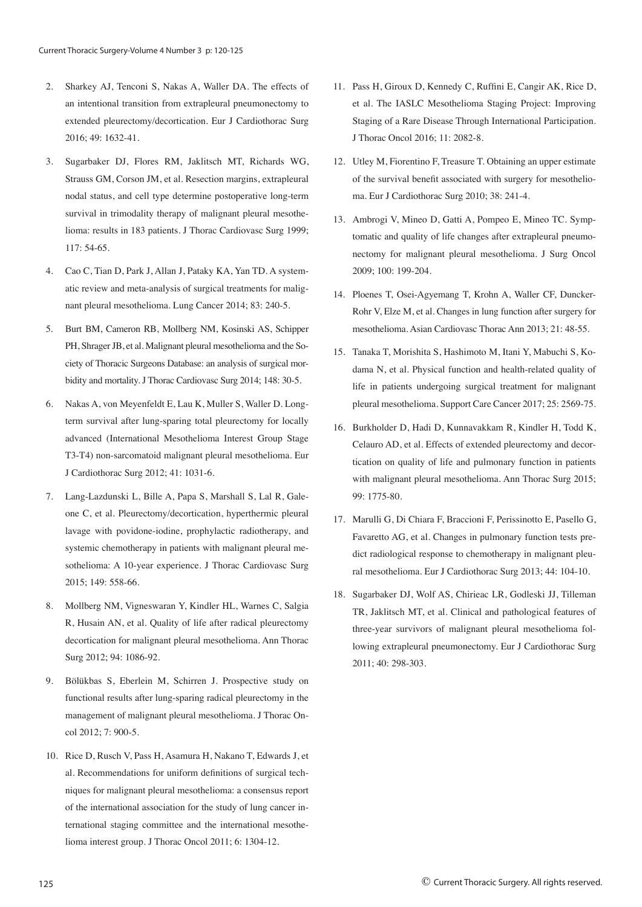2. Sharkey AJ, Tenconi S, Nakas A, Waller DA. The effects of an intentional transition from extrapleural pneumonectomy to extended pleurectomy/decortication. Eur J Cardiothorac Surg 2016; 49: 1632-41.

3. Sugarbaker DJ, Flores RM, Jaklitsch MT, Richards WG, Strauss GM, Corson JM, et al. Resection margins, extrapleural nodal status, and cell type determine postoperative long-term survival in trimodality therapy of malignant pleural mesothelioma: results in 183 patients. J Thorac Cardiovasc Surg 1999; 117: 54-65.

4. Cao C, Tian D, Park J, Allan J, Pataky KA, Yan TD. A systematic review and meta-analysis of surgical treatments for malignant pleural mesothelioma. Lung Cancer 2014; 83: 240-5.

5. Burt BM, Cameron RB, Mollberg NM, Kosinski AS, Schipper PH, Shrager JB, et al. Malignant pleural mesothelioma and the Society of Thoracic Surgeons Database: an analysis of surgical morbidity and mortality. J Thorac Cardiovasc Surg 2014; 148: 30-5.

6. Nakas A, von Meyenfeldt E, Lau K, Muller S, Waller D. Long-term survival after lung-sparing total pleurectomy for locally advanced (International Mesothelioma Interest Group Stage T3-T4) non-sarcomatoid malignant pleural mesothelioma. Eur J Cardiothorac Surg 2012; 41: 1031-6.

7. Lang-Lazdunski L, Bille A, Papa S, Marshall S, Lal R, Galeone C, et al. Pleurectomy/decortication, hyperthermic pleural lavage with povidone-iodine, prophylactic radiotherapy, and systemic chemotherapy in patients with malignant pleural mesothelioma: A 10-year experience. J Thorac Cardiovasc Surg 2015; 149: 558-66.

8. Mollberg NM, Vigneswaran Y, Kindler HL, Warnes C, Salgia R, Husain AN, et al. Quality of life after radical pleurectomy decortication for malignant pleural mesothelioma. Ann Thorac Surg 2012; 94: 1086-92.

9. Bölükbas S, Eberlein M, Schirren J. Prospective study on functional results after lung-sparing radical pleurectomy in the management of malignant pleural mesothelioma. J Thorac Oncol 2012; 7: 900-5.

10. Rice D, Rusch V, Pass H, Asamura H, Nakano T, Edwards J, et al. Recommendations for uniform definitions of surgical techniques for malignant pleural mesothelioma: a consensus report of the international association for the study of lung cancer international staging committee and the international mesothelioma interest group. J Thorac Oncol 2011; 6: 1304-12.

11. Pass H, Giroux D, Kennedy C, Ruffini E, Cangir AK, Rice D, et al. The IASLC Mesothelioma Staging Project: Improving Staging of a Rare Disease Through International Participation. J Thorac Oncol 2016; 11: 2082-8.

12. Utley M, Fiorentino F, Treasure T. Obtaining an upper estimate of the survival benefit associated with surgery for mesothelioma. Eur J Cardiothorac Surg 2010; 38: 241-4.

13. Ambrogi V, Mineo D, Gatti A, Pompeo E, Mineo TC. Symptomatic and quality of life changes after extrapleural pneumonectomy for malignant pleural mesothelioma. J Surg Oncol 2009; 100: 199-204.

14. Ploenes T, Osei-Agyemang T, Krohn A, Waller CF, Duncker-Rohr V, Elze M, et al. Changes in lung function after surgery for mesothelioma. Asian Cardiovasc Thorac Ann 2013; 21: 48-55.

15. Tanaka T, Morishita S, Hashimoto M, Itani Y, Mabuchi S, Kodama N, et al. Physical function and health-related quality of life in patients undergoing surgical treatment for malignant pleural mesothelioma. Support Care Cancer 2017; 25: 2569-75.

16. Burkholder D, Hadi D, Kunnavakkam R, Kindler H, Todd K, Celauro AD, et al. Effects of extended pleurectomy and decortication on quality of life and pulmonary function in patients with malignant pleural mesothelioma. Ann Thorac Surg 2015; 99: 1775-80.

17. Marulli G, Di Chiara F, Braccioni F, Perissinotto E, Pasello G, Favaretto AG, et al. Changes in pulmonary function tests predict radiological response to chemotherapy in malignant pleural mesothelioma. Eur J Cardiothorac Surg 2013; 44: 104-10.

18. Sugarbaker DJ, Wolf AS, Chirieac LR, Godleski JJ, Tilleman TR, Jaklitsch MT, et al. Clinical and pathological features of three-year survivors of malignant pleural mesothelioma following extrapleural pneumonectomy. Eur J Cardiothorac Surg 2011; 40: 298-303.